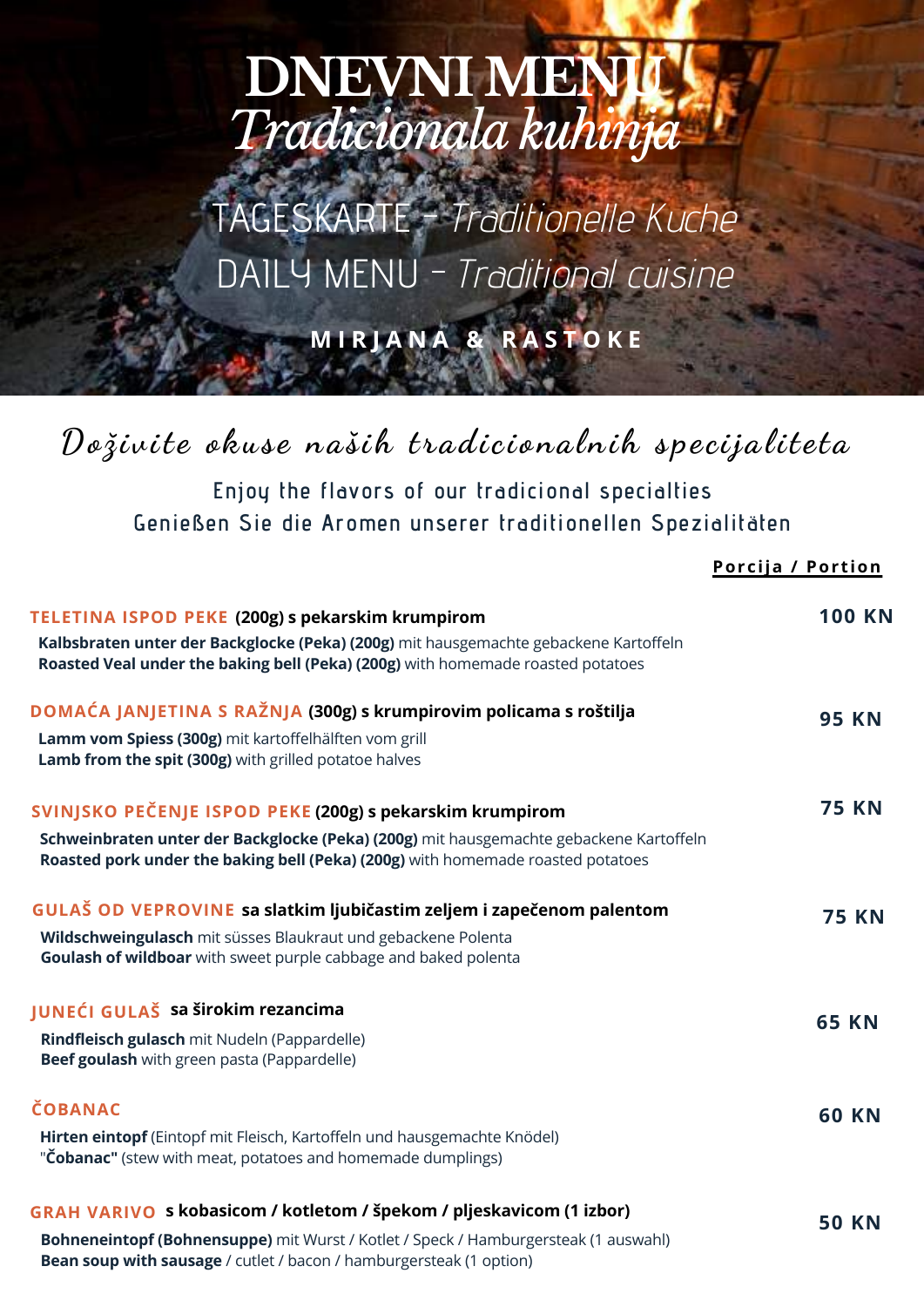# DNEVNI MENU
## *Tradicionala kuhinja*

TAGESKARTE - *Traditionelle Kuche*

DAILY MENU - *Traditional cuisine*

**MIRJANA & RASTOKE**

*Doživite okuse naših tradicionalnih specijaliteta*

Enjoy the flavors of our tradicional specialties
Genießen Sie die Aromen unserer traditionellen Spezialitäten

| | **Porcija / Portion** |
|---|---|
| **TELETINA ISPOD PEKE (200g) s pekarskim krumpirom**<br>**Kalbsbraten unter der Backglocke (Peka) (200g)** mit hausgemachte gebackene Kartoffeln<br>**Roasted Veal under the baking bell (Peka) (200g)** with homemade roasted potatoes | **100 KN** |
| **DOMAĆA JANJETINA S RAŽNJA (300g) s krumpirovim policama s roštilja**<br>**Lamm vom Spiess (300g)** mit kartoffelhälften vom grill<br>**Lamb from the spit (300g)** with grilled potatoe halves | **95 KN** |
| **SVINJSKO PEČENJE ISPOD PEKE (200g) s pekarskim krumpirom**<br>**Schweinbraten unter der Backglocke (Peka) (200g)** mit hausgemachte gebackene Kartoffeln<br>**Roasted pork under the baking bell (Peka) (200g)** with homemade roasted potatoes | **75 KN** |
| **GULAŠ OD VEPROVINE sa slatkim ljubičastim zeljem i zapečenom palentom**<br>**Wildschweingulasch** mit süsses Blaukraut und gebackene Polenta<br>**Goulash of wildboar** with sweet purple cabbage and baked polenta | **75 KN** |
| **JUNEĆI GULAŠ sa širokim rezancima**<br>**Rindfleisch gulasch** mit Nudeln (Pappardelle)<br>**Beef goulash** with green pasta (Pappardelle) | **65 KN** |
| **ČOBANAC**<br>**Hirten eintopf** (Eintopf mit Fleisch, Kartoffeln und hausgemachte Knödel)<br>"**Čobanac"** (stew with meat, potatoes and homemade dumplings) | **60 KN** |
| **GRAH VARIVO s kobasicom / kotletom / špekom / pljeskavicom (1 izbor)**<br>**Bohneneintopf (Bohnensuppe)** mit Wurst / Kotlet / Speck / Hamburgersteak (1 auswahl)<br>**Bean soup with sausage** / cutlet / bacon / hamburgersteak (1 option) | **50 KN** |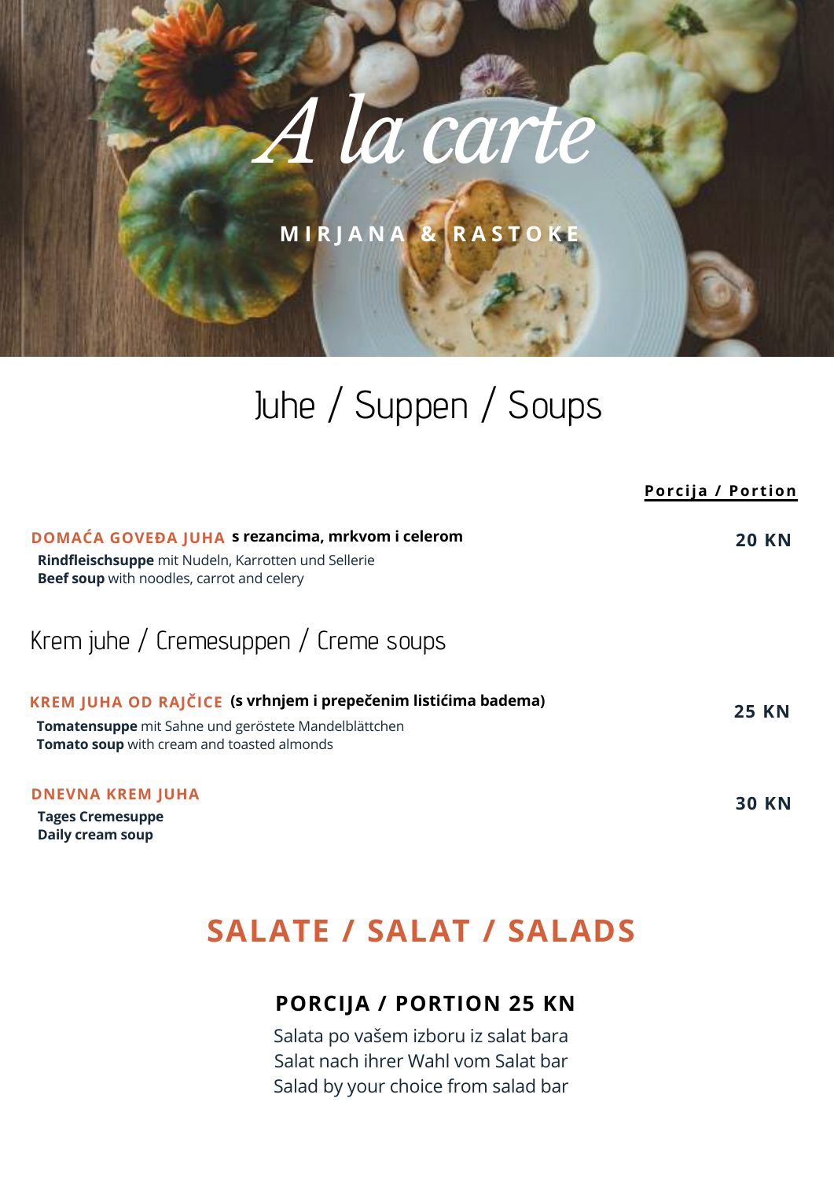# A la carte

**MIRJANA & RASTOKE**

## Juhe / Suppen / Soups

**Porcija / Portion**

**DOMAĆA GOVEĐA JUHA s rezancima, mrkvom i celerom** — **20 KN**
**Rindfleischsuppe** mit Nudeln, Karrotten und Sellerie
**Beef soup** with noodles, carrot and celery

### Krem juhe / Cremesuppen / Creme soups

**KREM JUHA OD RAJČICE (s vrhnjem i prepečenim listićima badema)** — **25 KN**
**Tomatensuppe** mit Sahne und geröstete Mandelblättchen
**Tomato soup** with cream and toasted almonds

**DNEVNA KREM JUHA** — **30 KN**
**Tages Cremesuppe**
**Daily cream soup**

## SALATE / SALAT / SALADS

**PORCIJA / PORTION 25 KN**

Salata po vašem izboru iz salat bara
Salat nach ihrer Wahl vom Salat bar
Salad by your choice from salad bar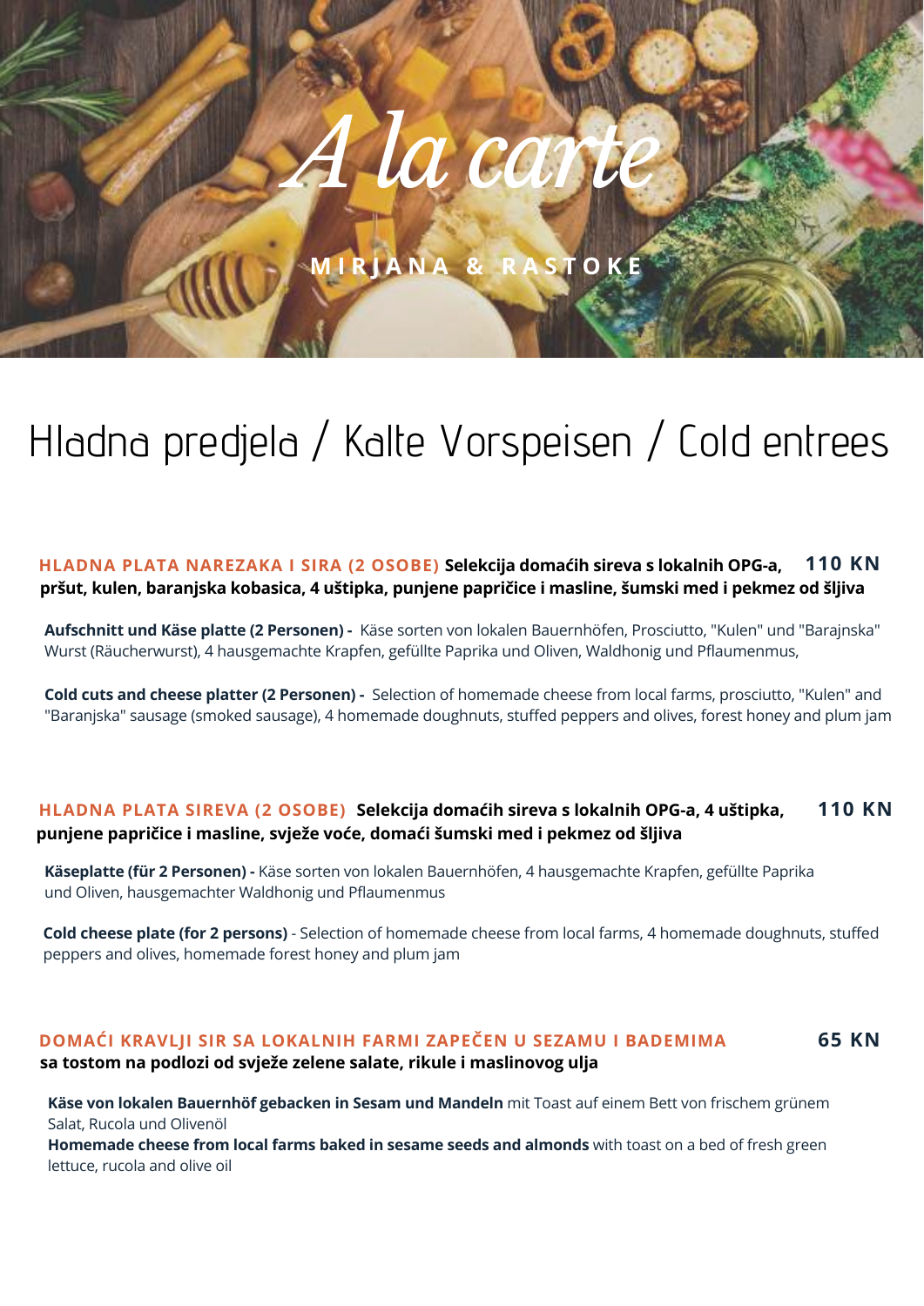# A la carte

MIRJANA & RASTOKE

## Hladna predjela / Kalte Vorspeisen / Cold entrees

**HLADNA PLATA NAREZAKA I SIRA (2 OSOBE)** **Selekcija domaćih sireva s lokalnih OPG-a, pršut, kulen, baranjska kobasica, 4 uštipka, punjene papričice i masline, šumski med i pekmez od šljiva** **110 KN**

**Aufschnitt und Käse platte (2 Personen) -** Käse sorten von lokalen Bauernhöfen, Prosciutto, "Kulen" und "Barajnska" Wurst (Räucherwurst), 4 hausgemachte Krapfen, gefüllte Paprika und Oliven, Waldhonig und Pflaumenmus,

**Cold cuts and cheese platter (2 Personen) -** Selection of homemade cheese from local farms, prosciutto, "Kulen" and "Baranjska" sausage (smoked sausage), 4 homemade doughnuts, stuffed peppers and olives, forest honey and plum jam

**HLADNA PLATA SIREVA (2 OSOBE)** **Selekcija domaćih sireva s lokalnih OPG-a, 4 uštipka, punjene papričice i masline, svježe voće, domaći šumski med i pekmez od šljiva** **110 KN**

**Käseplatte (für 2 Personen) -** Käse sorten von lokalen Bauernhöfen, 4 hausgemachte Krapfen, gefüllte Paprika und Oliven, hausgemachter Waldhonig und Pflaumenmus

**Cold cheese plate (for 2 persons)** - Selection of homemade cheese from local farms, 4 homemade doughnuts, stuffed peppers and olives, homemade forest honey and plum jam

**DOMAĆI KRAVLJI SIR SA LOKALNIH FARMI ZAPEČEN U SEZAMU I BADEMIMA** **sa tostom na podlozi od svježe zelene salate, rikule i maslinovog ulja** **65 KN**

**Käse von lokalen Bauernhöf gebacken in Sesam und Mandeln** mit Toast auf einem Bett von frischem grünem Salat, Rucola und Olivenöl

**Homemade cheese from local farms baked in sesame seeds and almonds** with toast on a bed of fresh green lettuce, rucola and olive oil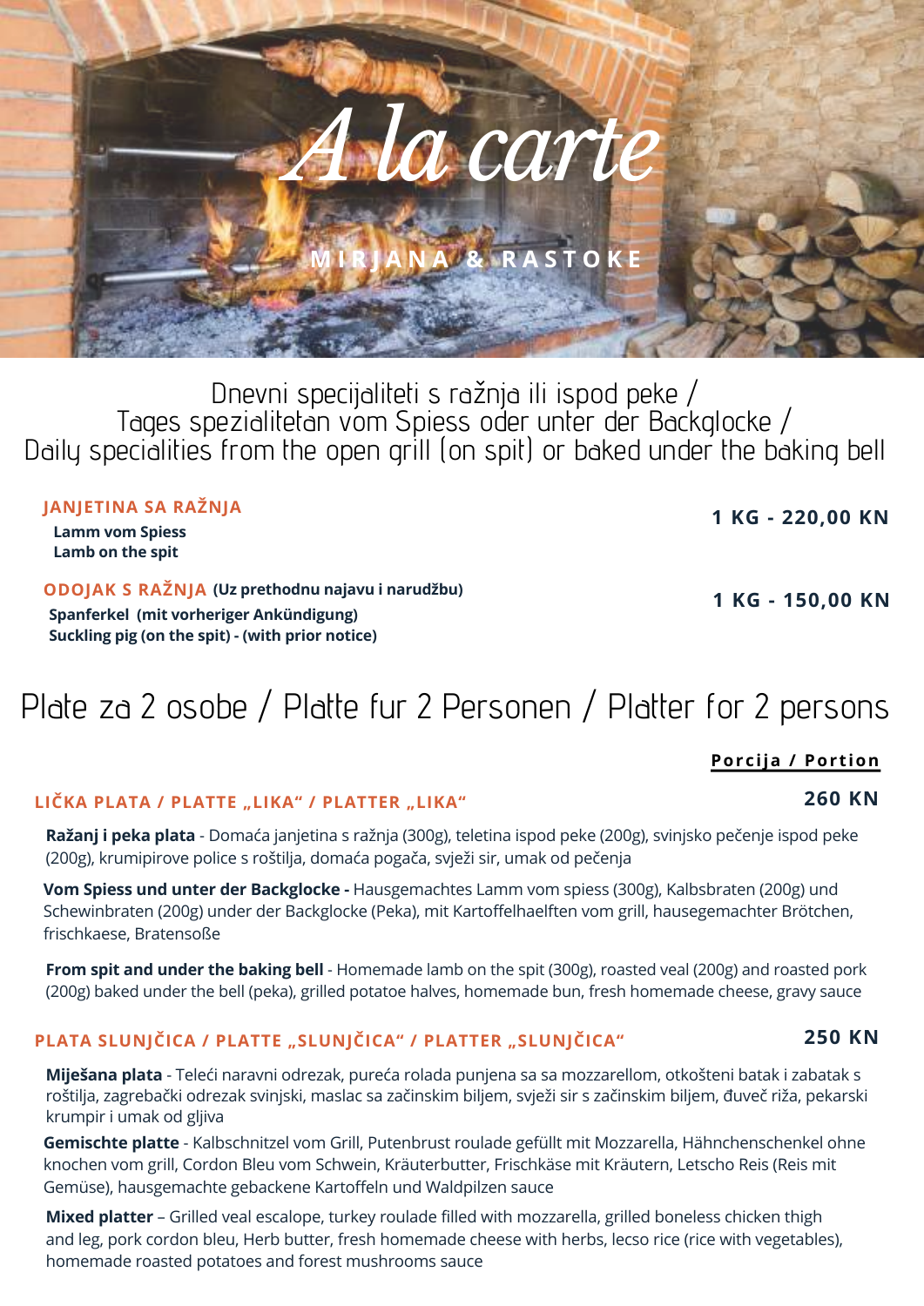# A la carte

MIRJANA & RASTOKE

## Dnevni specijaliteti s ražnja ili ispod peke / Tages spezialitetan vom Spiess oder unter der Backglocke / Daily specialities from the open grill (on spit) or baked under the baking bell

**JANJETINA SA RAŽNJA** — **1 KG - 220,00 KN**

**Lamm vom Spiess**
**Lamb on the spit**

**ODOJAK S RAŽNJA (Uz prethodnu najavu i narudžbu)** — **1 KG - 150,00 KN**

**Spanferkel (mit vorheriger Ankündigung)**
**Suckling pig (on the spit) - (with prior notice)**

## Plate za 2 osobe / Platte fur 2 Personen / Platter for 2 persons

**Porcija / Portion**

### LIČKA PLATA / PLATTE „LIKA" / PLATTER „LIKA" — 260 KN

**Ražanj i peka plata** - Domaća janjetina s ražnja (300g), teletina ispod peke (200g), svinjsko pečenje ispod peke (200g), krumipirove police s roštilja, domaća pogača, svježi sir, umak od pečenja

**Vom Spiess und unter der Backglocke -** Hausgemachtes Lamm vom spiess (300g), Kalbsbraten (200g) und Schewinbraten (200g) under der Backglocke (Peka), mit Kartoffelhaelften vom grill, hausegemachter Brötchen, frischkaese, Bratensoße

**From spit and under the baking bell** - Homemade lamb on the spit (300g), roasted veal (200g) and roasted pork (200g) baked under the bell (peka), grilled potatoe halves, homemade bun, fresh homemade cheese, gravy sauce

### PLATA SLUNJČICA / PLATTE „SLUNJČICA" / PLATTER „SLUNJČICA" — 250 KN

**Miješana plata** - Teleći naravni odrezak, pureća rolada punjena sa sa mozzarellom, otkošteni batak i zabatak s roštilja, zagrebački odrezak svinjski, maslac sa začinskim biljem, svježi sir s začinskim biljem, đuveč riža, pekarski krumpir i umak od gljiva

**Gemischte platte** - Kalbschnitzel vom Grill, Putenbrust roulade gefüllt mit Mozzarella, Hähnchenschenkel ohne knochen vom grill, Cordon Bleu vom Schwein, Kräuterbutter, Frischkäse mit Kräutern, Letscho Reis (Reis mit Gemüse), hausgemachte gebackene Kartoffeln und Waldpilzen sauce

**Mixed platter** – Grilled veal escalope, turkey roulade filled with mozzarella, grilled boneless chicken thigh and leg, pork cordon bleu, Herb butter, fresh homemade cheese with herbs, lecso rice (rice with vegetables), homemade roasted potatoes and forest mushrooms sauce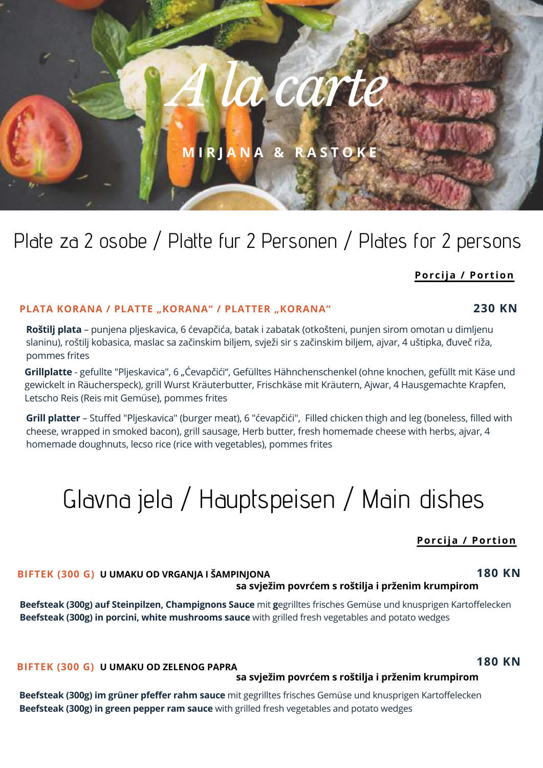# A la carte

**MIRJANA & RASTOKE**

## Plate za 2 osobe / Platte fur 2 Personen / Plates for 2 persons

**Porcija / Portion**

**PLATA KORANA / PLATTE „KORANA" / PLATTER „KORANA"** — **230 KN**

**Roštilj plata** – punjena pljeskavica, 6 ćevapčića, batak i zabatak (otkošteni, punjen sirom omotan u dimljenu slaninu), roštilj kobasica, maslac sa začinskim biljem, svježi sir s začinskim biljem, ajvar, 4 uštipka, đuveč riža, pommes frites

**Grillplatte** - gefullte "Pljeskavica", 6 „Ćevapčići", Gefülltes Hähnchenschenkel (ohne knochen, gefüllt mit Käse und gewickelt in Räucherspeck), grill Wurst Kräuterbutter, Frischkäse mit Kräutern, Ajwar, 4 Hausgemachte Krapfen, Letscho Reis (Reis mit Gemüse), pommes frites

**Grill platter** – Stuffed "Pljeskavica" (burger meat), 6 "ćevapčići", Filled chicken thigh and leg (boneless, filled with cheese, wrapped in smoked bacon), grill sausage, Herb butter, fresh homemade cheese with herbs, ajvar, 4 homemade doughnuts, lecso rice (rice with vegetables), pommes frites

## Glavna jela / Hauptspeisen / Main dishes

**Porcija / Portion**

**BIFTEK (300 G) U UMAKU OD VRGANJA I ŠAMPINJONA** **sa svježim povrćem s roštilja i prženim krumpirom** — **180 KN**

**Beefsteak (300g) auf Steinpilzen, Champignons Sauce** mit gegrilltes frisches Gemüse und knusprigen Kartoffelecken
**Beefsteak (300g) in porcini, white mushrooms sauce** with grilled fresh vegetables and potato wedges

**BIFTEK (300 G) U UMAKU OD ZELENOG PAPRA** **sa svježim povrćem s roštilja i prženim krumpirom** — **180 KN**

**Beefsteak (300g) im grüner pfeffer rahm sauce** mit gegrilltes frisches Gemüse und knusprigen Kartoffelecken
**Beefsteak (300g) in green pepper ram sauce** with grilled fresh vegetables and potato wedges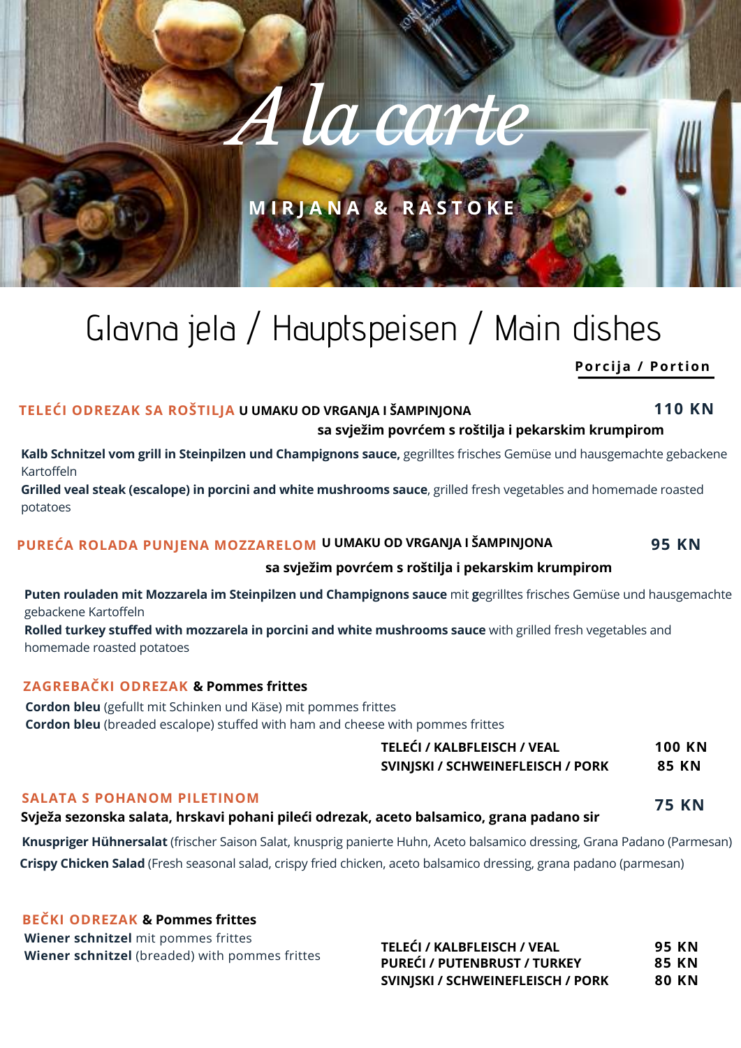# A la carte

**MIRJANA & RASTOKE**

## Glavna jela / Hauptspeisen / Main dishes

**Porcija / Portion**

**TELEĆI ODREZAK SA ROŠTILJA U UMAKU OD VRGANJA I ŠAMPINJONA sa svježim povrćem s roštilja i pekarskim krumpirom** — **110 KN**

**Kalb Schnitzel vom grill in Steinpilzen und Champignons sauce,** gegrilltes frisches Gemüse und hausgemachte gebackene Kartoffeln

**Grilled veal steak (escalope) in porcini and white mushrooms sauce**, grilled fresh vegetables and homemade roasted potatoes

**PUREĆA ROLADA PUNJENA MOZZARELOM U UMAKU OD VRGANJA I ŠAMPINJONA sa svježim povrćem s roštilja i pekarskim krumpirom** — **95 KN**

**Puten rouladen mit Mozzarela im Steinpilzen und Champignons sauce** mit **g**egrilltes frisches Gemüse und hausgemachte gebackene Kartoffeln

**Rolled turkey stuffed with mozzarela in porcini and white mushrooms sauce** with grilled fresh vegetables and homemade roasted potatoes

**ZAGREBAČKI ODREZAK & Pommes frittes**

**Cordon bleu** (gefullt mit Schinken und Käse) mit pommes frittes

**Cordon bleu** (breaded escalope) stuffed with ham and cheese with pommes frittes

| | |
|---|---|
| TELEĆI / KALBFLEISCH / VEAL | 100 KN |
| SVINJSKI / SCHWEINEFLEISCH / PORK | 85 KN |

**SALATA S POHANOM PILETINOM** — **75 KN**

**Svježa sezonska salata, hrskavi pohani pileći odrezak, aceto balsamico, grana padano sir**

**Knuspriger Hühnersalat** (frischer Saison Salat, knusprig panierte Huhn, Aceto balsamico dressing, Grana Padano (Parmesan)

**Crispy Chicken Salad** (Fresh seasonal salad, crispy fried chicken, aceto balsamico dressing, grana padano (parmesan)

**BEČKI ODREZAK & Pommes frittes**

**Wiener schnitzel** mit pommes frittes

**Wiener schnitzel** (breaded) with pommes frittes

| | |
|---|---|
| TELEĆI / KALBFLEISCH / VEAL | 95 KN |
| PUREĆI / PUTENBRUST / TURKEY | 85 KN |
| SVINJSKI / SCHWEINEFLEISCH / PORK | 80 KN |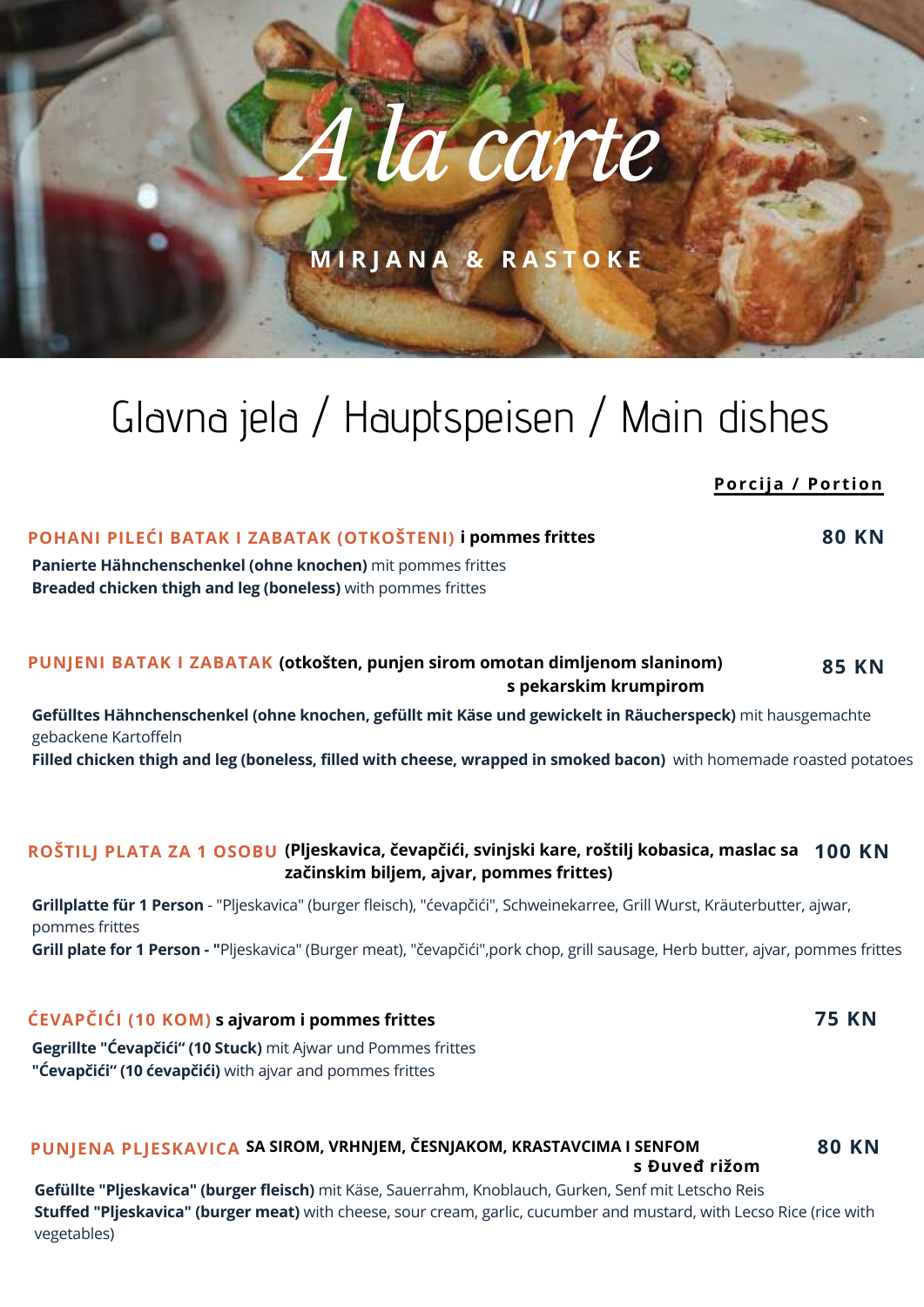# A la carte

**MIRJANA & RASTOKE**

## Glavna jela / Hauptspeisen / Main dishes

**Porcija / Portion**

**POHANI PILEĆI BATAK I ZABATAK (OTKOŠTENI) i pommes frittes** — **80 KN**

**Panierte Hähnchenschenkel (ohne knochen)** mit pommes frittes
**Breaded chicken thigh and leg (boneless)** with pommes frittes

**PUNJENI BATAK I ZABATAK (otkošten, punjen sirom omotan dimljenom slaninom) s pekarskim krumpirom** — **85 KN**

**Gefülltes Hähnchenschenkel (ohne knochen, gefüllt mit Käse und gewickelt in Räucherspeck)** mit hausgemachte gebackene Kartoffeln
**Filled chicken thigh and leg (boneless, filled with cheese, wrapped in smoked bacon)** with homemade roasted potatoes

**ROŠTILJ PLATA ZA 1 OSOBU (Pljeskavica, čevapčići, svinjski kare, roštilj kobasica, maslac sa začinskim biljem, ajvar, pommes frittes)** — **100 KN**

**Grillplatte für 1 Person** - "Pljeskavica" (burger fleisch), "ćevapčići", Schweinekarree, Grill Wurst, Kräuterbutter, ajwar, pommes frittes
**Grill plate for 1 Person - "**Pljeskavica" (Burger meat), "čevapčići",pork chop, grill sausage, Herb butter, ajvar, pommes frittes

**ĆEVAPČIĆI (10 KOM) s ajvarom i pommes frittes** — **75 KN**

**Gegrillte "Ćevapčići" (10 Stuck)** mit Ajwar und Pommes frittes
**"Ćevapčići" (10 ćevapčići)** with ajvar and pommes frittes

**PUNJENA PLJESKAVICA SA SIROM, VRHNJEM, ČESNJAKOM, KRASTAVCIMA I SENFOM s Đuveđ rižom** — **80 KN**

**Gefüllte "Pljeskavica" (burger fleisch)** mit Käse, Sauerrahm, Knoblauch, Gurken, Senf mit Letscho Reis
**Stuffed "Pljeskavica" (burger meat)** with cheese, sour cream, garlic, cucumber and mustard, with Lecso Rice (rice with vegetables)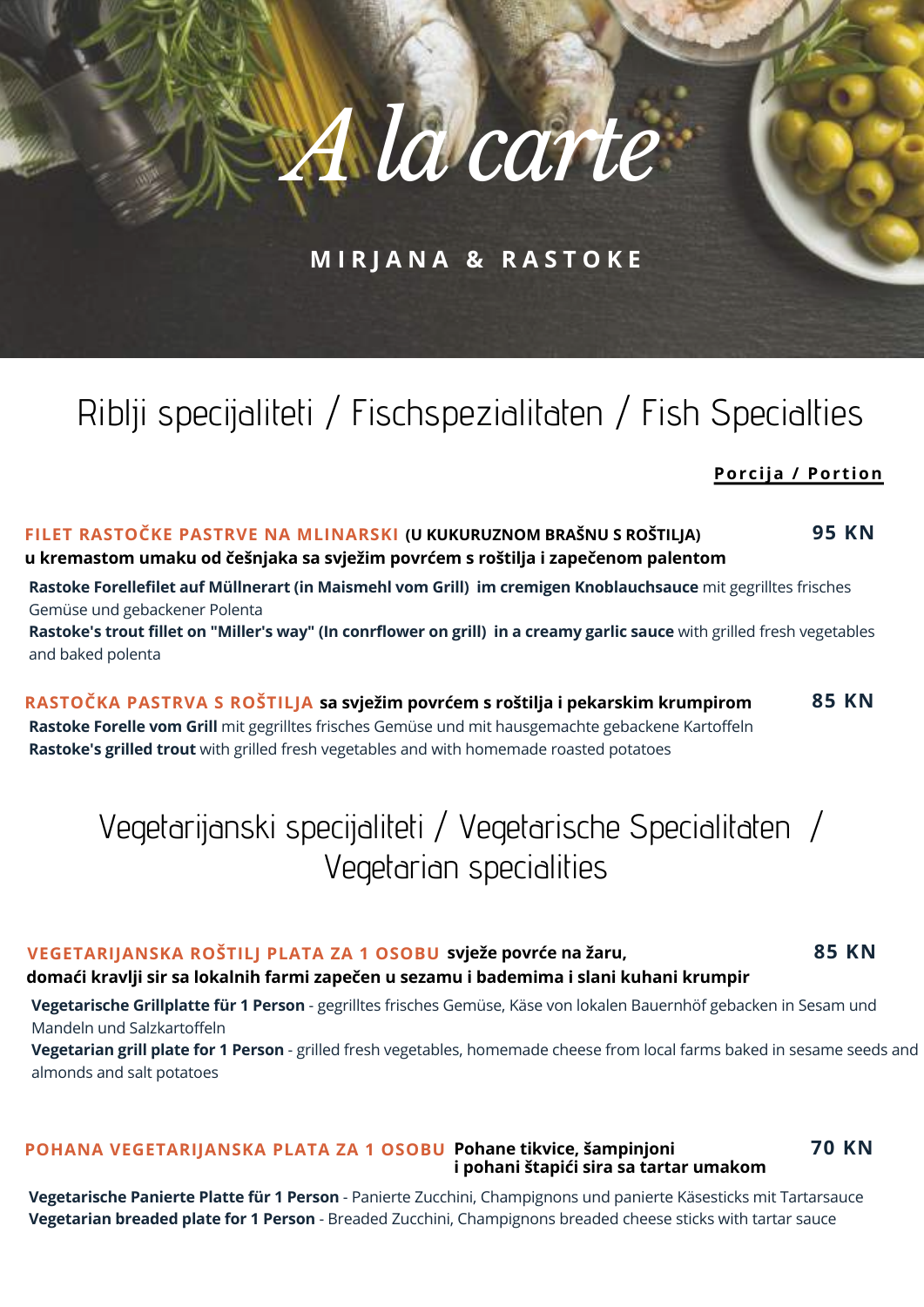# A la carte

**MIRJANA & RASTOKE**

## Riblji specijaliteti / Fischspezialitaten / Fish Specialties

**Porcija / Portion**

**FILET RASTOČKE PASTRVE NA MLINARSKI (U KUKURUZNOM BRAŠNU S ROŠTILJA) u kremastom umaku od češnjaka sa svježim povrćem s roštilja i zapečenom palentom** — **95 KN**

**Rastoke Forellefilet auf Müllnerart (in Maismehl vom Grill) im cremigen Knoblauchsauce** mit gegrilltes frisches Gemüse und gebackener Polenta

**Rastoke's trout fillet on "Miller's way" (In conrflower on grill) in a creamy garlic sauce** with grilled fresh vegetables and baked polenta

**RASTOČKA PASTRVA S ROŠTILJA sa svježim povrćem s roštilja i pekarskim krumpirom** — **85 KN**

**Rastoke Forelle vom Grill** mit gegrilltes frisches Gemüse und mit hausgemachte gebackene Kartoffeln

**Rastoke's grilled trout** with grilled fresh vegetables and with homemade roasted potatoes

## Vegetarijanski specijaliteti / Vegetarische Specialitaten / Vegetarian specialities

**VEGETARIJANSKA ROŠTILJ PLATA ZA 1 OSOBU svježe povrće na žaru, domaći kravlji sir sa lokalnih farmi zapečen u sezamu i bademima i slani kuhani krumpir** — **85 KN**

**Vegetarische Grillplatte für 1 Person** - gegrilltes frisches Gemüse, Käse von lokalen Bauernhöf gebacken in Sesam und Mandeln und Salzkartoffeln

**Vegetarian grill plate for 1 Person** - grilled fresh vegetables, homemade cheese from local farms baked in sesame seeds and almonds and salt potatoes

**POHANA VEGETARIJANSKA PLATA ZA 1 OSOBU Pohane tikvice, šampinjoni i pohani štapići sira sa tartar umakom** — **70 KN**

**Vegetarische Panierte Platte für 1 Person** - Panierte Zucchini, Champignons und panierte Käsesticks mit Tartarsauce

**Vegetarian breaded plate for 1 Person** - Breaded Zucchini, Champignons breaded cheese sticks with tartar sauce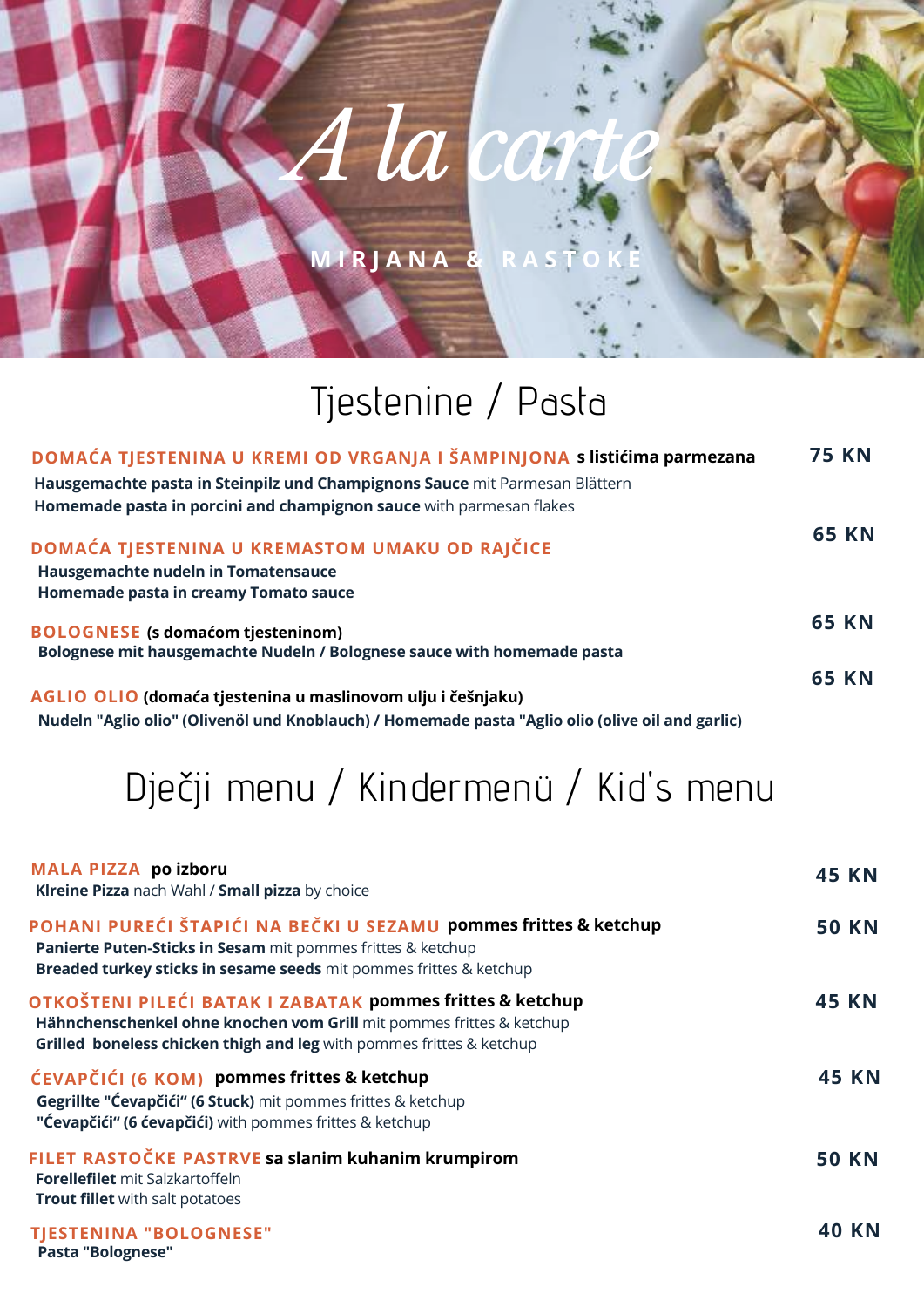# A la carte

MIRJANA & RASTOKE

## Tjestenine / Pasta

**DOMAĆA TJESTENINA U KREMI OD VRGANJA I ŠAMPINJONA s listićima parmezana** — **75 KN**
**Hausgemachte pasta in Steinpilz und Champignons Sauce** mit Parmesan Blättern
**Homemade pasta in porcini and champignon sauce** with parmesan flakes

**DOMAĆA TJESTENINA U KREMASTOM UMAKU OD RAJČICE** — **65 KN**
**Hausgemachte nudeln in Tomatensauce**
**Homemade pasta in creamy Tomato sauce**

**BOLOGNESE (s domaćom tjesteninom)** — **65 KN**
**Bolognese mit hausgemachte Nudeln / Bolognese sauce with homemade pasta**

**AGLIO OLIO (domaća tjestenina u maslinovom ulju i češnjaku)** — **65 KN**
**Nudeln "Aglio olio" (Olivenöl und Knoblauch) / Homemade pasta "Aglio olio (olive oil and garlic)**

## Dječji menu / Kindermenü / Kid's menu

**MALA PIZZA po izboru** — **45 KN**
**Klreine Pizza** nach Wahl / **Small pizza** by choice

**POHANI PUREĆI ŠTAPIĆI NA BEČKI U SEZAMU pommes frittes & ketchup** — **50 KN**
**Panierte Puten-Sticks in Sesam** mit pommes frittes & ketchup
**Breaded turkey sticks in sesame seeds** mit pommes frittes & ketchup

**OTKOŠTENI PILEĆI BATAK I ZABATAK pommes frittes & ketchup** — **45 KN**
**Hähnchenschenkel ohne knochen vom Grill** mit pommes frittes & ketchup
**Grilled boneless chicken thigh and leg** with pommes frittes & ketchup

**ĆEVAPČIĆI (6 KOM) pommes frittes & ketchup** — **45 KN**
**Gegrillte "Ćevapčići" (6 Stuck)** mit pommes frittes & ketchup
**"Ćevapčići" (6 ćevapčići)** with pommes frittes & ketchup

**FILET RASTOČKE PASTRVE sa slanim kuhanim krumpirom** — **50 KN**
**Forellefilet** mit Salzkartoffeln
**Trout fillet** with salt potatoes

**TJESTENINA "BOLOGNESE"** — **40 KN**
**Pasta "Bolognese"**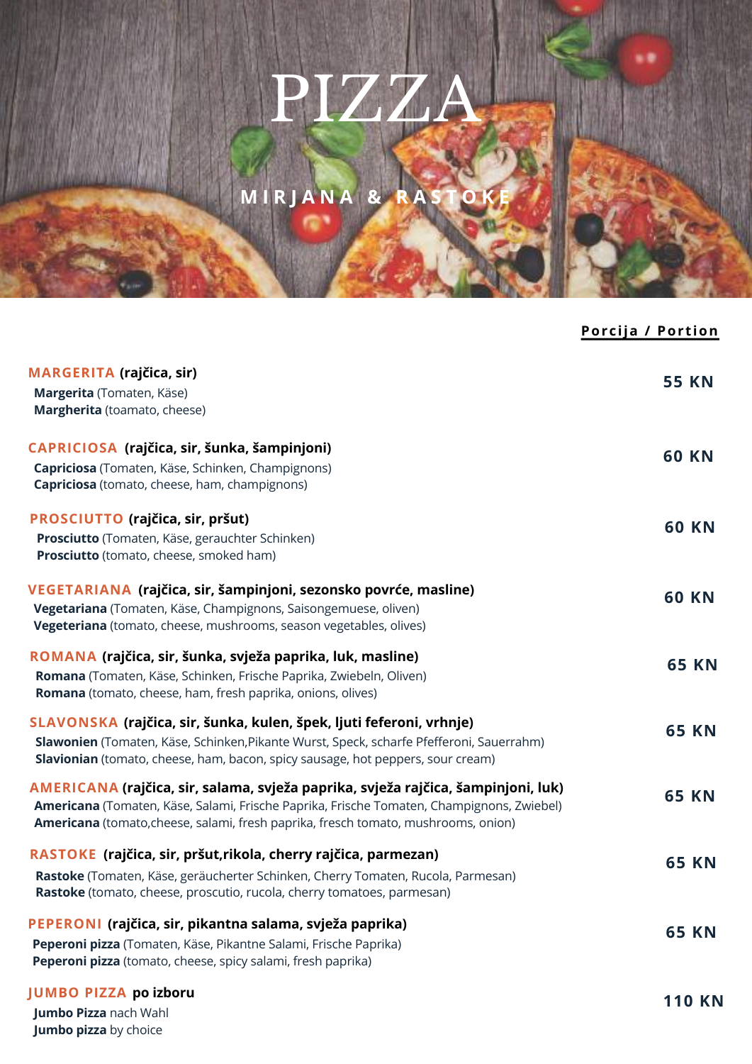# PIZZA

## MIRJANA & RASTOKE

| | Porcija / Portion |
|---|---|
| **MARGERITA (rajčica, sir)**<br>**Margerita** (Tomaten, Käse)<br>**Margherita** (toamato, cheese) | **55 KN** |
| **CAPRICIOSA (rajčica, sir, šunka, šampinjoni)**<br>**Capriciosa** (Tomaten, Käse, Schinken, Champignons)<br>**Capriciosa** (tomato, cheese, ham, champignons) | **60 KN** |
| **PROSCIUTTO (rajčica, sir, pršut)**<br>**Prosciutto** (Tomaten, Käse, gerauchter Schinken)<br>**Prosciutto** (tomato, cheese, smoked ham) | **60 KN** |
| **VEGETARIANA (rajčica, sir, šampinjoni, sezonsko povrće, masline)**<br>**Vegetariana** (Tomaten, Käse, Champignons, Saisongemuese, oliven)<br>**Vegeteriana** (tomato, cheese, mushrooms, season vegetables, olives) | **60 KN** |
| **ROMANA (rajčica, sir, šunka, svježa paprika, luk, masline)**<br>**Romana** (Tomaten, Käse, Schinken, Frische Paprika, Zwiebeln, Oliven)<br>**Romana** (tomato, cheese, ham, fresh paprika, onions, olives) | **65 KN** |
| **SLAVONSKA (rajčica, sir, šunka, kulen, špek, ljuti feferoni, vrhnje)**<br>**Slawonien** (Tomaten, Käse, Schinken,Pikante Wurst, Speck, scharfe Pfefferoni, Sauerrahm)<br>**Slavionian** (tomato, cheese, ham, bacon, spicy sausage, hot peppers, sour cream) | **65 KN** |
| **AMERICANA (rajčica, sir, salama, svježa paprika, svježa rajčica, šampinjoni, luk)**<br>**Americana** (Tomaten, Käse, Salami, Frische Paprika, Frische Tomaten, Champignons, Zwiebel)<br>**Americana** (tomato,cheese, salami, fresh paprika, fresch tomato, mushrooms, onion) | **65 KN** |
| **RASTOKE (rajčica, sir, pršut,rikola, cherry rajčica, parmezan)**<br>**Rastoke** (Tomaten, Käse, geräucherter Schinken, Cherry Tomaten, Rucola, Parmesan)<br>**Rastoke** (tomato, cheese, proscutio, rucola, cherry tomatoes, parmesan) | **65 KN** |
| **PEPERONI (rajčica, sir, pikantna salama, svježa paprika)**<br>**Peperoni pizza** (Tomaten, Käse, Pikantne Salami, Frische Paprika)<br>**Peperoni pizza** (tomato, cheese, spicy salami, fresh paprika) | **65 KN** |
| **JUMBO PIZZA po izboru**<br>**Jumbo Pizza** nach Wahl<br>**Jumbo pizza** by choice | **110 KN** |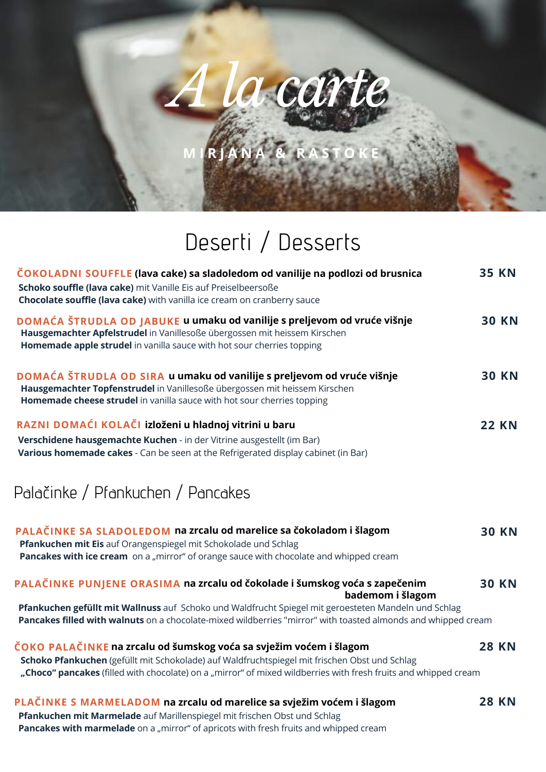# A la carte

MIRJANA & RASTOKE

## Deserti / Desserts

**ČOKOLADNI SOUFFLE (lava cake) sa sladoledom od vanilije na podlozi od brusnica** — **35 KN**
**Schoko souffle (lava cake)** mit Vanille Eis auf Preiselbeersoße
**Chocolate souffle (lava cake)** with vanilla ice cream on cranberry sauce

**DOMAĆA ŠTRUDLA OD JABUKE u umaku od vanilije s preljevom od vruće višnje** — **30 KN**
**Hausgemachter Apfelstrudel** in Vanillesoße übergossen mit heissem Kirschen
**Homemade apple strudel** in vanilla sauce with hot sour cherries topping

**DOMAĆA ŠTRUDLA OD SIRA u umaku od vanilije s preljevom od vruće višnje** — **30 KN**
**Hausgemachter Topfenstrudel** in Vanillesoße übergossen mit heissem Kirschen
**Homemade cheese strudel** in vanilla sauce with hot sour cherries topping

**RAZNI DOMAĆI KOLAČI izloženi u hladnoj vitrini u baru** — **22 KN**
**Verschiedene hausgemachte Kuchen** - in der Vitrine ausgestellt (im Bar)
**Various homemade cakes** - Can be seen at the Refrigerated display cabinet (in Bar)

## Palačinke / Pfankuchen / Pancakes

**PALAČINKE SA SLADOLEDOM na zrcalu od marelice sa čokoladom i šlagom** — **30 KN**
**Pfankuchen mit Eis** auf Orangenspiegel mit Schokolade und Schlag
**Pancakes with ice cream** on a „mirror" of orange sauce with chocolate and whipped cream

**PALAČINKE PUNJENE ORASIMA na zrcalu od čokolade i šumskog voća s zapečenim bademom i šlagom** — **30 KN**
**Pfankuchen gefüllt mit Wallnuss** auf Schoko und Waldfrucht Spiegel mit geroesteten Mandeln und Schlag
**Pancakes filled with walnuts** on a chocolate-mixed wildberries "mirror" with toasted almonds and whipped cream

**ČOKO PALAČINKE na zrcalu od šumskog voća sa svježim voćem i šlagom** — **28 KN**
**Schoko Pfankuchen** (gefüllt mit Schokolade) auf Waldfruchtspiegel mit frischen Obst und Schlag
**„Choco" pancakes** (filled with chocolate) on a „mirror" of mixed wildberries with fresh fruits and whipped cream

**PLAČINKE S MARMELADOM na zrcalu od marelice sa svježim voćem i šlagom** — **28 KN**
**Pfankuchen mit Marmelade** auf Marillenspiegel mit frischen Obst und Schlag
**Pancakes with marmelade** on a „mirror" of apricots with fresh fruits and whipped cream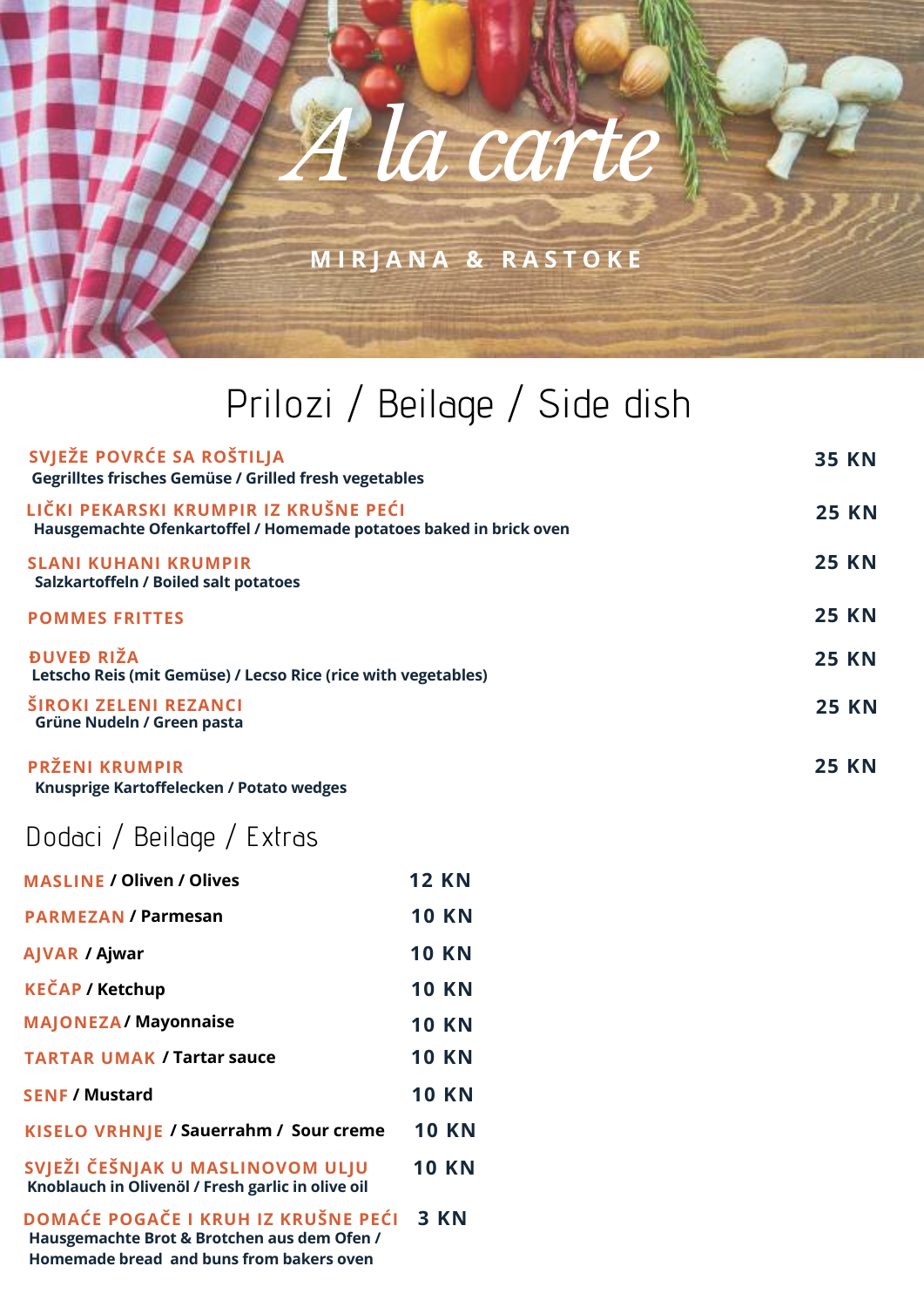# A la carte

**MIRJANA & RASTOKE**

## Prilozi / Beilage / Side dish

| | |
|---|---|
| **SVJEŽE POVRĆE SA ROŠTILJA**<br>Gegrilltes frisches Gemüse / Grilled fresh vegetables | **35 KN** |
| **LIČKI PEKARSKI KRUMPIR IZ KRUŠNE PEĆI**<br>Hausgemachte Ofenkartoffel / Homemade potatoes baked in brick oven | **25 KN** |
| **SLANI KUHANI KRUMPIR**<br>Salzkartoffeln / Boiled salt potatoes | **25 KN** |
| **POMMES FRITTES** | **25 KN** |
| **ĐUVEĐ RIŽA**<br>Letscho Reis (mit Gemüse) / Lecso Rice (rice with vegetables) | **25 KN** |
| **ŠIROKI ZELENI REZANCI**<br>Grüne Nudeln / Green pasta | **25 KN** |
| **PRŽENI KRUMPIR**<br>Knusprige Kartoffelecken / Potato wedges | **25 KN** |

## Dodaci / Beilage / Extras

| | |
|---|---|
| **MASLINE** / Oliven / Olives | **12 KN** |
| **PARMEZAN** / Parmesan | **10 KN** |
| **AJVAR** / Ajwar | **10 KN** |
| **KEČAP** / Ketchup | **10 KN** |
| **MAJONEZA** / Mayonnaise | **10 KN** |
| **TARTAR UMAK** / Tartar sauce | **10 KN** |
| **SENF** / Mustard | **10 KN** |
| **KISELO VRHNJE** / Sauerrahm / Sour creme | **10 KN** |
| **SVJEŽI ČEŠNJAK U MASLINOVOM ULJU**<br>Knoblauch in Olivenöl / Fresh garlic in olive oil | **10 KN** |
| **DOMAĆE POGAČE I KRUH IZ KRUŠNE PEĆI**<br>Hausgemachte Brot & Brotchen aus dem Ofen / Homemade bread and buns from bakers oven | **3 KN** |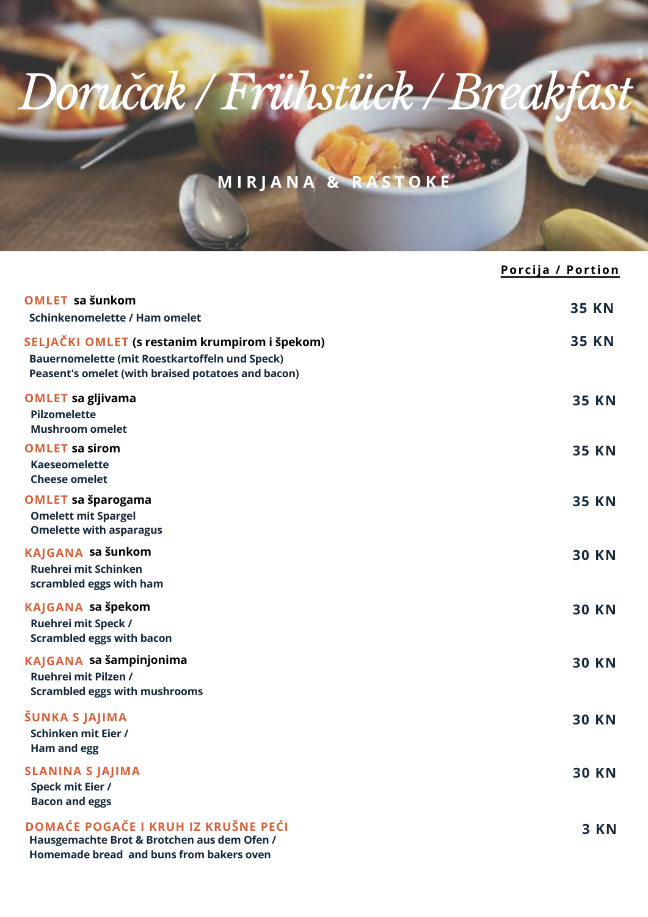# Doručak / Frühstück / Breakfast

**MIRJANA & RASTOKE**

| | Porcija / Portion |
|---|---|
| **OMLET sa šunkom**<br>Schinkenomelette / Ham omelet | 35 KN |
| **SELJAČKI OMLET (s restanim krumpirom i špekom)**<br>Bauernomelette (mit Roestkartoffeln und Speck)<br>Peasent's omelet (with braised potatoes and bacon) | 35 KN |
| **OMLET sa gljivama**<br>Pilzomelette<br>Mushroom omelet | 35 KN |
| **OMLET sa sirom**<br>Kaeseomelette<br>Cheese omelet | 35 KN |
| **OMLET sa šparogama**<br>Omelett mit Spargel<br>Omelette with asparagus | 35 KN |
| **KAJGANA sa šunkom**<br>Ruehrei mit Schinken<br>scrambled eggs with ham | 30 KN |
| **KAJGANA sa špekom**<br>Ruehrei mit Speck /<br>Scrambled eggs with bacon | 30 KN |
| **KAJGANA sa šampinjonima**<br>Ruehrei mit Pilzen /<br>Scrambled eggs with mushrooms | 30 KN |
| **ŠUNKA S JAJIMA**<br>Schinken mit Eier /<br>Ham and egg | 30 KN |
| **SLANINA S JAJIMA**<br>Speck mit Eier /<br>Bacon and eggs | 30 KN |
| **DOMAĆE POGAČE I KRUH IZ KRUŠNE PEĆI**<br>Hausgemachte Brot & Brotchen aus dem Ofen /<br>Homemade bread and buns from bakers oven | 3 KN |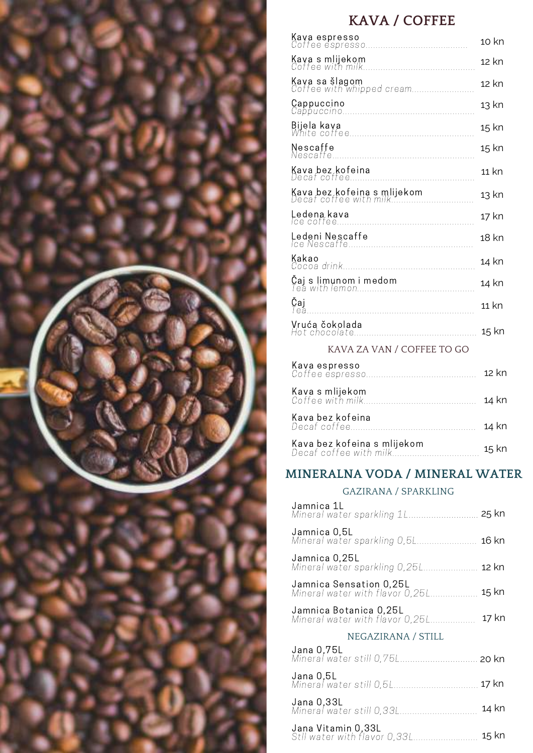# KAVA / COFFEE

| | |
|---|---|
| Kava espresso<br>*Coffee espresso* | 10 kn |
| Kava s mlijekom<br>*Coffee with milk* | 12 kn |
| Kava sa šlagom<br>*Coffee with whipped cream* | 12 kn |
| Cappuccino<br>*Cappuccino* | 13 kn |
| Bijela kava<br>*White coffee* | 15 kn |
| Nescaffe<br>*Nescaffe* | 15 kn |
| Kava bez kofeina<br>*Decaf coffee* | 11 kn |
| Kava bez kofeina s mlijekom<br>*Decaf coffee with milk* | 13 kn |
| Ledena kava<br>*Ice coffee* | 17 kn |
| Ledeni Nescaffe<br>*Ice Nescaffe* | 18 kn |
| Kakao<br>*Cocoa drink* | 14 kn |
| Čaj s limunom i medom<br>*Tea with lemon* | 14 kn |
| Čaj<br>*Tea* | 11 kn |
| Vruća čokolada<br>*Hot chocolate* | 15 kn |

## KAVA ZA VAN / COFFEE TO GO

| | |
|---|---|
| Kava espresso<br>*Coffee espresso* | 12 kn |
| Kava s mlijekom<br>*Coffee with milk* | 14 kn |
| Kava bez kofeina<br>*Decaf coffee* | 14 kn |
| Kava bez kofeina s mlijekom<br>*Decaf coffee with milk* | 15 kn |

# MINERALNA VODA / MINERAL WATER

## GAZIRANA / SPARKLING

| | |
|---|---|
| Jamnica 1L<br>*Mineral water sparkling 1L* | 25 kn |
| Jamnica 0,5L<br>*Mineral water sparkling 0,5L* | 16 kn |
| Jamnica 0,25L<br>*Mineral water sparkling 0,25L* | 12 kn |
| Jamnica Sensation 0,25L<br>*Mineral water with flavor 0,25L* | 15 kn |
| Jamnica Botanica 0,25L<br>*Mineral water with flavor 0,25L* | 17 kn |

## NEGAZIRANA / STILL

| | |
|---|---|
| Jana 0,75L<br>*Mineral water still 0,75L* | 20 kn |
| Jana 0,5L<br>*Mineral water still 0,5L* | 17 kn |
| Jana 0,33L<br>*Mineral water still 0,33L* | 14 kn |
| Jana Vitamin 0,33L<br>*Stil water with flavor 0,33L* | 15 kn |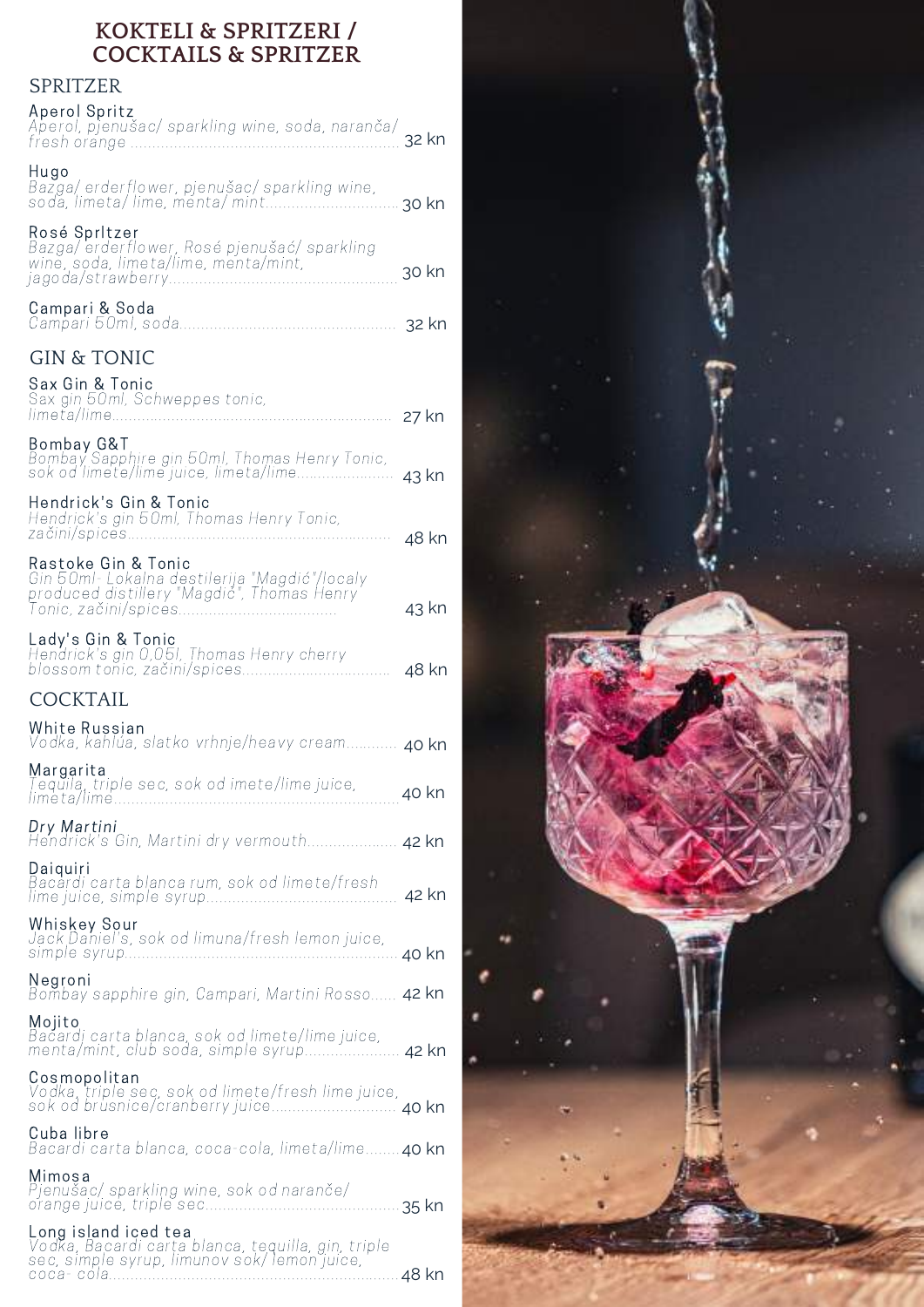# KOKTELI & SPRITZERI / COCKTAILS & SPRITZER

## SPRITZER

**Aperol Spritz**
*Aperol, pjenušac/ sparkling wine, soda, naranča/ fresh orange* ........ 32 kn

**Hugo**
*Bazga/ erderflower, pjenušac/ sparkling wine, soda, limeta/ lime, menta/ mint* ........ 30 kn

**Rosé SprItzer**
*Bazga/ erderflower, Rosé pjenušać/ sparkling wine, soda, limeta/lime, menta/mint, jagoda/strawberry* ........ 30 kn

**Campari & Soda**
*Campari 50ml, soda* ........ 32 kn

## GIN & TONIC

**Sax Gin & Tonic**
*Sax gin 50ml, Schweppes tonic, limeta/lime* ........ 27 kn

**Bombay G&T**
*Bombay Sapphire gin 50ml, Thomas Henry Tonic, sok od limete/lime juice, limeta/lime* ........ 43 kn

**Hendrick's Gin & Tonic**
*Hendrick's gin 50ml, Thomas Henry Tonic, začini/spices* ........ 48 kn

**Rastoke Gin & Tonic**
*Gin 50ml- Lokalna destilerija "Magdić"/localy produced distillery "Magdić", Thomas Henry Tonic, začini/spices* ........ 43 kn

**Lady's Gin & Tonic**
*Hendrick's gin 0,05l, Thomas Henry cherry blossom tonic, začini/spices* ........ 48 kn

## COCKTAIL

**White Russian**
*Vodka, kahlúa, slatko vrhnje/heavy cream* ........ 40 kn

**Margarita**
*Tequila, triple sec, sok od imete/lime juice, limeta/lime* ........ 40 kn

***Dry Martini***
*Hendrick's Gin, Martini dry vermouth* ........ 42 kn

**Daiquiri**
*Bacardi carta blanca rum, sok od limete/fresh lime juice, simple syrup* ........ 42 kn

**Whiskey Sour**
*Jack Daniel's, sok od limuna/fresh lemon juice, simple syrup* ........ 40 kn

**Negroni**
*Bombay sapphire gin, Campari, Martini Rosso* ........ 42 kn

**Mojito**
*Bacardi carta blanca, sok od limete/lime juice, menta/mint, club soda, simple syrup* ........ 42 kn

**Cosmopolitan**
*Vodka, triple sec, sok od limete/fresh lime juice, sok od brusnice/cranberry juice* ........ 40 kn

**Cuba libre**
*Bacardi carta blanca, coca-cola, limeta/lime* ........ 40 kn

**Mimosa**
*Pjenušac/ sparkling wine, sok od naranče/ orange juice, triple sec* ........ 35 kn

**Long island iced tea**
*Vodka, Bacardi carta blanca, tequilla, gin, triple sec, simple syrup, limunov sok/ lemon juice, coca- cola* ........ 48 kn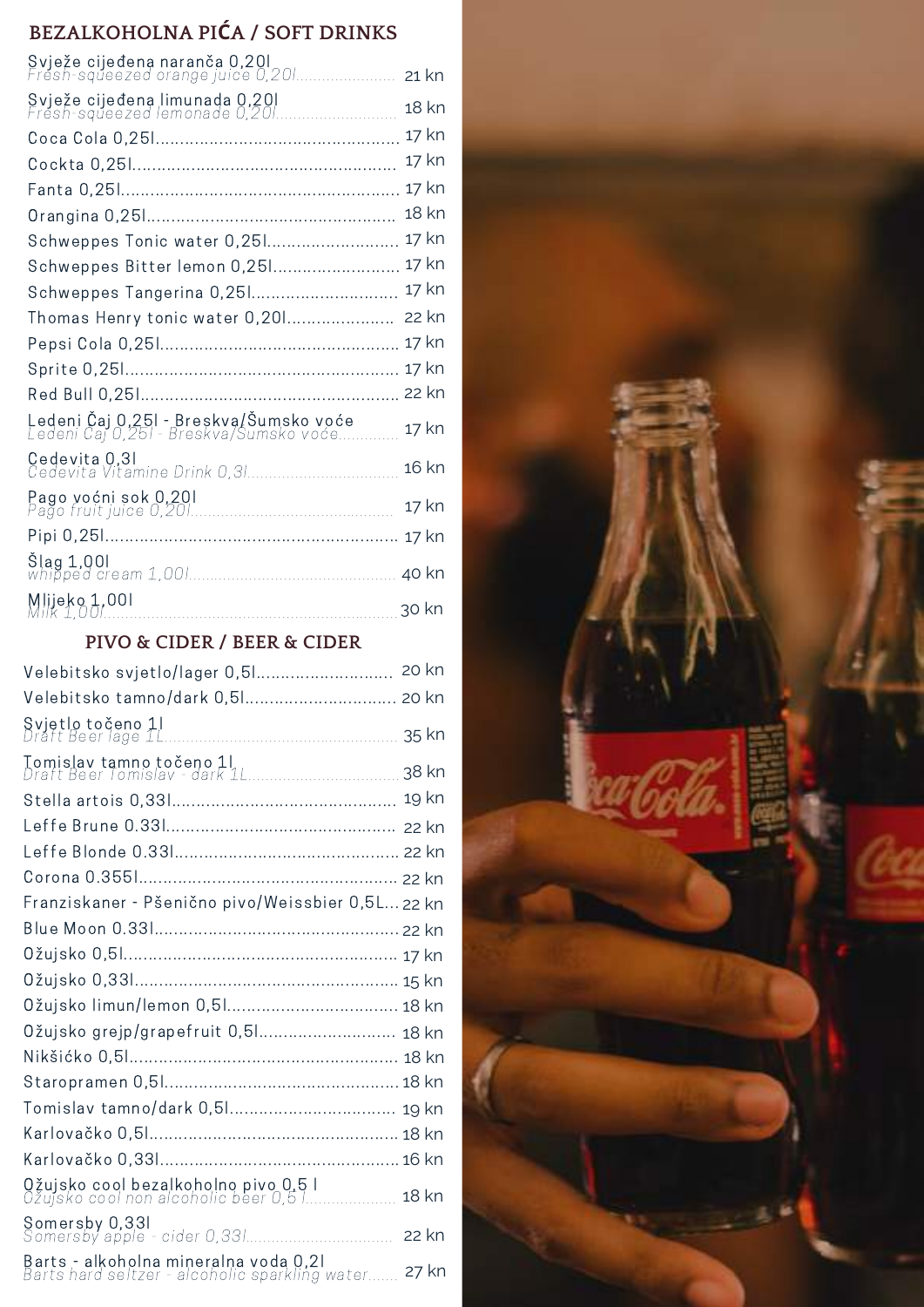## BEZALKOHOLNA PIĆA / SOFT DRINKS

| Item | Price |
|---|---|
| Svježe cijeđena naranča 0,20l<br>*Fresh-squeezed orange juice 0,20l* | 21 kn |
| Svježe cijeđena limunada 0,20l<br>*Fresh-squeezed lemonade 0,20l* | 18 kn |
| Coca Cola 0,25l | 17 kn |
| Cockta 0,25l | 17 kn |
| Fanta 0,25l | 17 kn |
| Orangina 0,25l | 18 kn |
| Schweppes Tonic water 0,25l | 17 kn |
| Schweppes Bitter lemon 0,25l | 17 kn |
| Schweppes Tangerina 0,25l | 17 kn |
| Thomas Henry tonic water 0,20l | 22 kn |
| Pepsi Cola 0,25l | 17 kn |
| Sprite 0,25l | 17 kn |
| Red Bull 0,25l | 22 kn |
| Ledeni Čaj 0,25l - Breskva/Šumsko voće<br>*Ledeni Čaj 0,25l - Breskva/Šumsko voće* | 17 kn |
| Cedevita 0,3l<br>*Cedevita Vitamine Drink 0,3l* | 16 kn |
| Pago voćni sok 0,20l<br>*Pago fruit juice 0,20l* | 17 kn |
| Pipi 0,25l | 17 kn |
| Šlag 1,00l<br>*whipped cream 1,00l* | 40 kn |
| Mlijeko 1,00l<br>*Milk 1,00l* | 30 kn |

## PIVO & CIDER / BEER & CIDER

| Item | Price |
|---|---|
| Velebitsko svjetlo/lager 0,5l | 20 kn |
| Velebitsko tamno/dark 0,5l | 20 kn |
| Svjetlo točeno 1l<br>*Draft Beer lage 1L* | 35 kn |
| Tomislav tamno točeno 1l<br>*Draft Beer Tomislav - dark 1L* | 38 kn |
| Stella artois 0,33l | 19 kn |
| Leffe Brune 0.33l | 22 kn |
| Leffe Blonde 0.33l | 22 kn |
| Corona 0.355l | 22 kn |
| Franziskaner - Pšenično pivo/Weissbier 0,5L | 22 kn |
| Blue Moon 0.33l | 22 kn |
| Ožujsko 0,5l | 17 kn |
| Ožujsko 0,33l | 15 kn |
| Ožujsko limun/lemon 0,5l | 18 kn |
| Ožujsko grejp/grapefruit 0,5l | 18 kn |
| Nikšićko 0,5l | 18 kn |
| Staropramen 0,5l | 18 kn |
| Tomislav tamno/dark 0,5l | 19 kn |
| Karlovačko 0,5l | 18 kn |
| Karlovačko 0,33l | 16 kn |
| Ožujsko cool bezalkoholno pivo 0,5 l<br>*Ožujsko cool non alcoholic beer 0,5 l* | 18 kn |
| Somersby 0,33l<br>*Somersby apple - cider 0,33l* | 22 kn |
| Barts - alkoholna mineralna voda 0,2l<br>*Barts hard seltzer - alcoholic sparkling water* | 27 kn |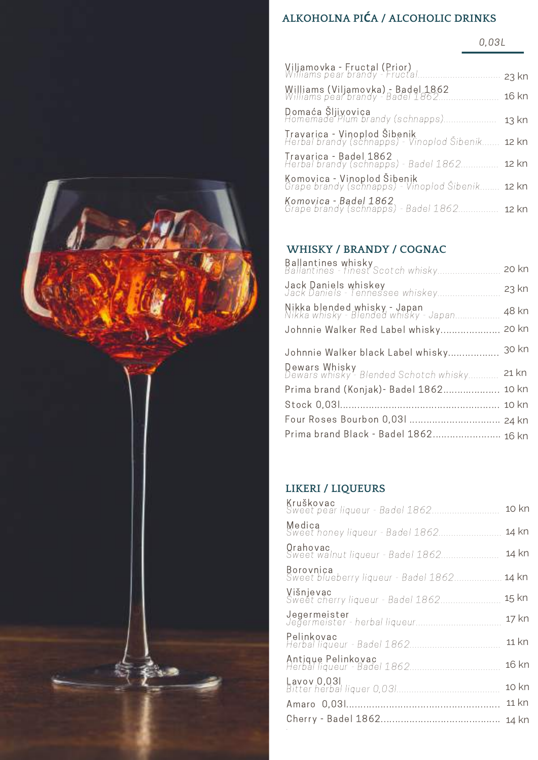## ALKOHOLNA PIĆA / ALCOHOLIC DRINKS

| | 0,03L |
|---|---|
| Viljamovka - Fructal (Prior)<br>*Williams pear brandy - Fructal* | 23 kn |
| Williams (Viljamovka) - Badel 1862<br>*Williams pear brandy - Badel 1862* | 16 kn |
| Domaća Šljivovica<br>*Homemade Plum brandy (schnapps)* | 13 kn |
| Travarica - Vinoplod Šibenik<br>*Herbal brandy (schnapps) - Vinoplod Šibenik* | 12 kn |
| Travarica - Badel 1862<br>*Herbal brandy (schnapps) - Badel 1862* | 12 kn |
| Komovica - Vinoplod Šibenik<br>*Grape brandy (schnapps) - Vinoplod Šibenik* | 12 kn |
| Komovica - Badel 1862<br>*Grape brandy (schnapps) - Badel 1862* | 12 kn |

## WHISKY / BRANDY / COGNAC

| | |
|---|---|
| Ballantines whisky<br>*Ballantines - finest Scotch whisky* | 20 kn |
| Jack Daniels whiskey<br>*Jack Daniels - Tennessee whiskey* | 23 kn |
| Nikka blended whisky - Japan<br>*Nikka whisky - Blended whisky - Japan* | 48 kn |
| Johnnie Walker Red Label whisky | 20 kn |
| Johnnie Walker black Label whisky | 30 kn |
| Dewars Whisky<br>*Dewars whisky - Blended Schotch whisky* | 21 kn |
| Prima brand (Konjak)- Badel 1862 | 10 kn |
| Stock 0,03l | 10 kn |
| Four Roses Bourbon 0,03l | 24 kn |
| Prima brand Black - Badel 1862 | 16 kn |

## LIKERI / LIQUEURS

| | |
|---|---|
| Kruškovac<br>*Sweet pear liqueur - Badel 1862* | 10 kn |
| Medica<br>*Sweet honey liqueur - Badel 1862* | 14 kn |
| Orahovac<br>*Sweet walnut liqueur - Badel 1862* | 14 kn |
| Borovnica<br>*Sweet blueberry liqueur - Badel 1862* | 14 kn |
| Višnjevac<br>*Sweet cherry liqueur - Badel 1862* | 15 kn |
| Jegermeister<br>*Jegermeister - herbal liqueur* | 17 kn |
| Pelinkovac<br>*Herbal liqueur - Badel 1862* | 11 kn |
| Antique Pelinkovac<br>*Herbal liqueur - Badel 1862* | 16 kn |
| Lavov 0,03l<br>*Bitter herbal liquer 0,03l* | 10 kn |
| Amaro 0,03l | 11 kn |
| Cherry - Badel 1862 | 14 kn |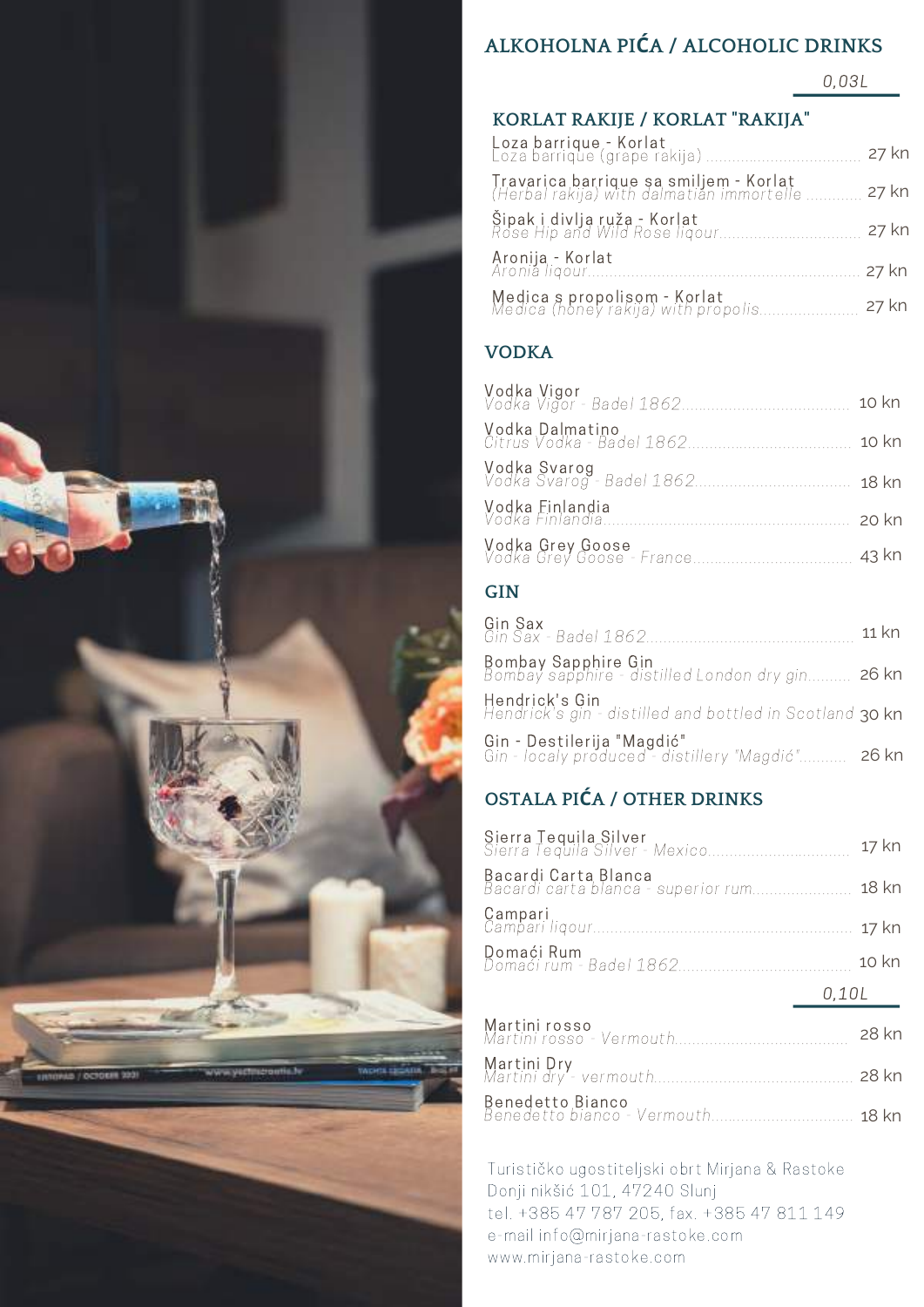## ALKOHOLNA PIĆA / ALCOHOLIC DRINKS

0,03L

### KORLAT RAKIJE / KORLAT "RAKIJA"

Loza barrique - Korlat
Loza barrique (grape rakija) .......... 27 kn

Travarica barrique sa smiljem - Korlat
(Herbal rakija) with dalmatian immortelle .......... 27 kn

Šipak i divlja ruža - Korlat
Rose Hip and Wild Rose liqour .......... 27 kn

Aronija - Korlat
Aronia liqour .......... 27 kn

Medica s propolisom - Korlat
Medica (honey rakija) with propolis .......... 27 kn

### VODKA

Vodka Vigor
Vodka Vigor - Badel 1862 .......... 10 kn

Vodka Dalmatino
Citrus Vodka - Badel 1862 .......... 10 kn

Vodka Svarog
Vodka Svarog - Badel 1862 .......... 18 kn

Vodka Finlandia
Vodka Finlandia .......... 20 kn

Vodka Grey Goose
Vodka Grey Goose - France .......... 43 kn

### GIN

Gin Sax
Gin Sax - Badel 1862 .......... 11 kn

Bombay Sapphire Gin
Bombay sapphire - distilled London dry gin .......... 26 kn

Hendrick's Gin
Hendrick's gin - distilled and bottled in Scotland 30 kn

Gin - Destilerija "Magdić"
Gin - localy produced - distillery "Magdić" .......... 26 kn

### OSTALA PIĆA / OTHER DRINKS

Sierra Tequila Silver
Sierra Tequila Silver - Mexico .......... 17 kn

Bacardi Carta Blanca
Bacardi carta blanca - superior rum .......... 18 kn

Campari
Campari liqour .......... 17 kn

Domaći Rum
Domaći rum - Badel 1862 .......... 10 kn

0,10L

Martini rosso
Martini rosso - Vermouth .......... 28 kn

Martini Dry
Martini dry - vermouth .......... 28 kn

Benedetto Bianco
Benedetto bianco - Vermouth .......... 18 kn

Turističko ugostiteljski obrt Mirjana & Rastoke
Donji nikšić 101, 47240 Slunj
tel. +385 47 787 205, fax. +385 47 811 149
e-mail info@mirjana-rastoke.com
www.mirjana-rastoke.com